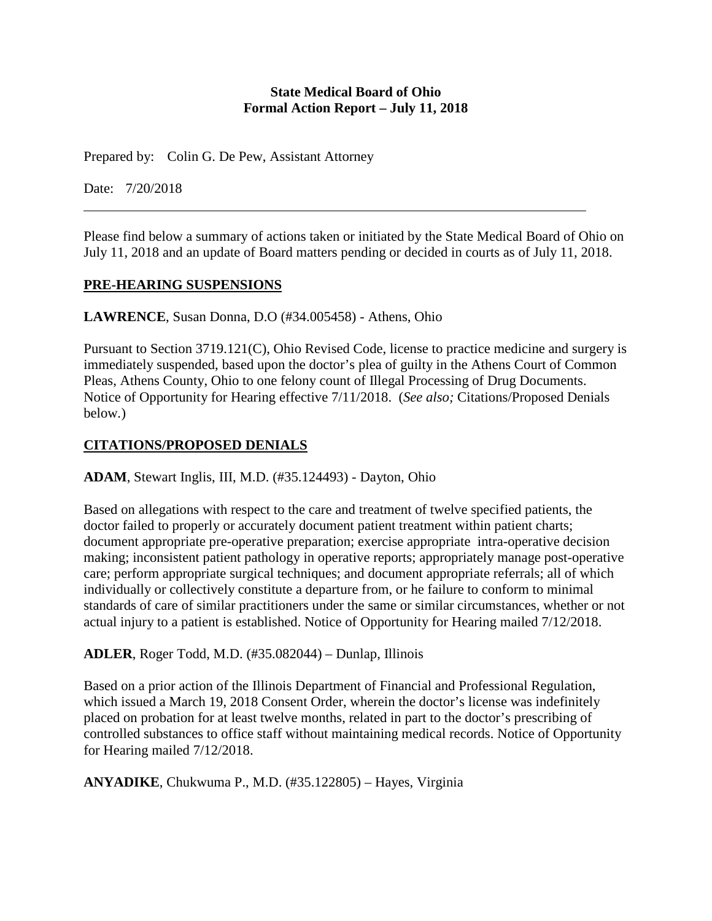**State Medical Board of Ohio**
**Formal Action Report – July 11, 2018**

Prepared by: Colin G. De Pew, Assistant Attorney

Date: 7/20/2018

---

Please find below a summary of actions taken or initiated by the State Medical Board of Ohio on July 11, 2018 and an update of Board matters pending or decided in courts as of July 11, 2018.

## PRE-HEARING SUSPENSIONS

**LAWRENCE**, Susan Donna, D.O (#34.005458) - Athens, Ohio

Pursuant to Section 3719.121(C), Ohio Revised Code, license to practice medicine and surgery is immediately suspended, based upon the doctor's plea of guilty in the Athens Court of Common Pleas, Athens County, Ohio to one felony count of Illegal Processing of Drug Documents. Notice of Opportunity for Hearing effective 7/11/2018. (*See also;* Citations/Proposed Denials below.)

## CITATIONS/PROPOSED DENIALS

**ADAM**, Stewart Inglis, III, M.D. (#35.124493) - Dayton, Ohio

Based on allegations with respect to the care and treatment of twelve specified patients, the doctor failed to properly or accurately document patient treatment within patient charts; document appropriate pre-operative preparation; exercise appropriate intra-operative decision making; inconsistent patient pathology in operative reports; appropriately manage post-operative care; perform appropriate surgical techniques; and document appropriate referrals; all of which individually or collectively constitute a departure from, or he failure to conform to minimal standards of care of similar practitioners under the same or similar circumstances, whether or not actual injury to a patient is established. Notice of Opportunity for Hearing mailed 7/12/2018.

**ADLER**, Roger Todd, M.D. (#35.082044) – Dunlap, Illinois

Based on a prior action of the Illinois Department of Financial and Professional Regulation, which issued a March 19, 2018 Consent Order, wherein the doctor's license was indefinitely placed on probation for at least twelve months, related in part to the doctor's prescribing of controlled substances to office staff without maintaining medical records. Notice of Opportunity for Hearing mailed 7/12/2018.

**ANYADIKE**, Chukwuma P., M.D. (#35.122805) – Hayes, Virginia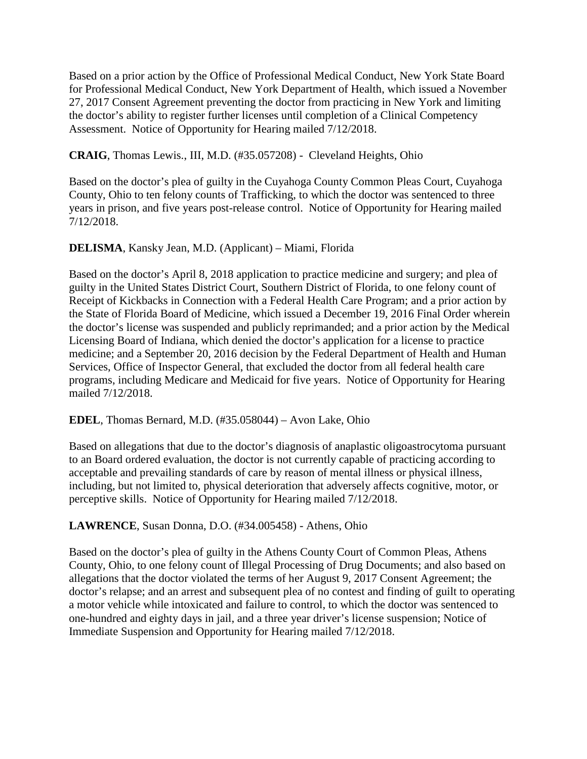Based on a prior action by the Office of Professional Medical Conduct, New York State Board for Professional Medical Conduct, New York Department of Health, which issued a November 27, 2017 Consent Agreement preventing the doctor from practicing in New York and limiting the doctor's ability to register further licenses until completion of a Clinical Competency Assessment. Notice of Opportunity for Hearing mailed 7/12/2018.

**CRAIG**, Thomas Lewis., III, M.D. (#35.057208) - Cleveland Heights, Ohio

Based on the doctor's plea of guilty in the Cuyahoga County Common Pleas Court, Cuyahoga County, Ohio to ten felony counts of Trafficking, to which the doctor was sentenced to three years in prison, and five years post-release control. Notice of Opportunity for Hearing mailed 7/12/2018.

**DELISMA**, Kansky Jean, M.D. (Applicant) – Miami, Florida

Based on the doctor's April 8, 2018 application to practice medicine and surgery; and plea of guilty in the United States District Court, Southern District of Florida, to one felony count of Receipt of Kickbacks in Connection with a Federal Health Care Program; and a prior action by the State of Florida Board of Medicine, which issued a December 19, 2016 Final Order wherein the doctor's license was suspended and publicly reprimanded; and a prior action by the Medical Licensing Board of Indiana, which denied the doctor's application for a license to practice medicine; and a September 20, 2016 decision by the Federal Department of Health and Human Services, Office of Inspector General, that excluded the doctor from all federal health care programs, including Medicare and Medicaid for five years. Notice of Opportunity for Hearing mailed 7/12/2018.

**EDEL**, Thomas Bernard, M.D. (#35.058044) – Avon Lake, Ohio

Based on allegations that due to the doctor's diagnosis of anaplastic oligoastrocytoma pursuant to an Board ordered evaluation, the doctor is not currently capable of practicing according to acceptable and prevailing standards of care by reason of mental illness or physical illness, including, but not limited to, physical deterioration that adversely affects cognitive, motor, or perceptive skills. Notice of Opportunity for Hearing mailed 7/12/2018.

**LAWRENCE**, Susan Donna, D.O. (#34.005458) - Athens, Ohio

Based on the doctor's plea of guilty in the Athens County Court of Common Pleas, Athens County, Ohio, to one felony count of Illegal Processing of Drug Documents; and also based on allegations that the doctor violated the terms of her August 9, 2017 Consent Agreement; the doctor's relapse; and an arrest and subsequent plea of no contest and finding of guilt to operating a motor vehicle while intoxicated and failure to control, to which the doctor was sentenced to one-hundred and eighty days in jail, and a three year driver's license suspension; Notice of Immediate Suspension and Opportunity for Hearing mailed 7/12/2018.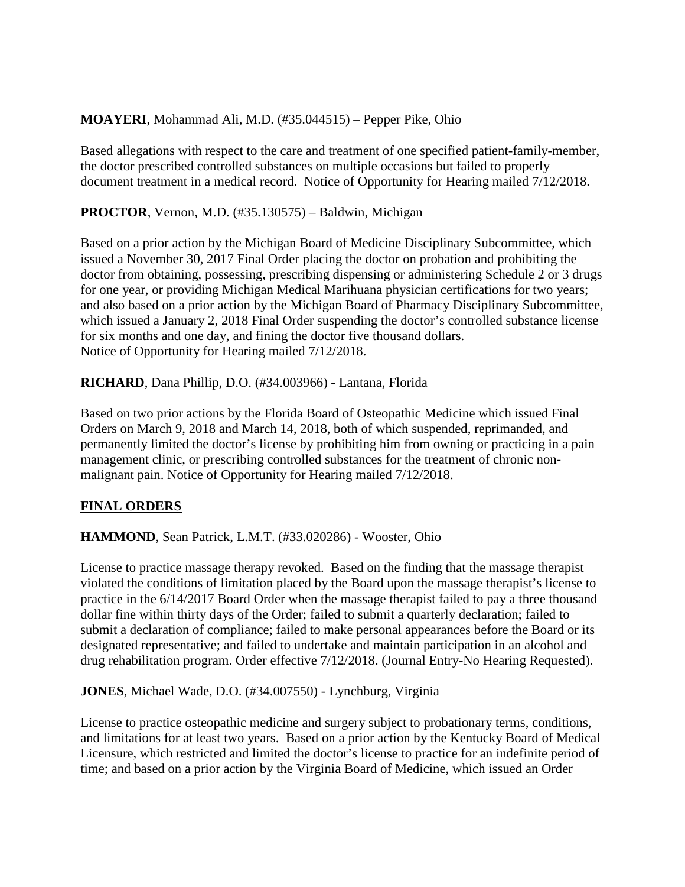**MOAYERI**, Mohammad Ali, M.D. (#35.044515) – Pepper Pike, Ohio

Based allegations with respect to the care and treatment of one specified patient-family-member, the doctor prescribed controlled substances on multiple occasions but failed to properly document treatment in a medical record. Notice of Opportunity for Hearing mailed 7/12/2018.

**PROCTOR**, Vernon, M.D. (#35.130575) – Baldwin, Michigan

Based on a prior action by the Michigan Board of Medicine Disciplinary Subcommittee, which issued a November 30, 2017 Final Order placing the doctor on probation and prohibiting the doctor from obtaining, possessing, prescribing dispensing or administering Schedule 2 or 3 drugs for one year, or providing Michigan Medical Marihuana physician certifications for two years; and also based on a prior action by the Michigan Board of Pharmacy Disciplinary Subcommittee, which issued a January 2, 2018 Final Order suspending the doctor's controlled substance license for six months and one day, and fining the doctor five thousand dollars.
Notice of Opportunity for Hearing mailed 7/12/2018.

**RICHARD**, Dana Phillip, D.O. (#34.003966) - Lantana, Florida

Based on two prior actions by the Florida Board of Osteopathic Medicine which issued Final Orders on March 9, 2018 and March 14, 2018, both of which suspended, reprimanded, and permanently limited the doctor's license by prohibiting him from owning or practicing in a pain management clinic, or prescribing controlled substances for the treatment of chronic non-malignant pain. Notice of Opportunity for Hearing mailed 7/12/2018.

## FINAL ORDERS

**HAMMOND**, Sean Patrick, L.M.T. (#33.020286) - Wooster, Ohio

License to practice massage therapy revoked. Based on the finding that the massage therapist violated the conditions of limitation placed by the Board upon the massage therapist's license to practice in the 6/14/2017 Board Order when the massage therapist failed to pay a three thousand dollar fine within thirty days of the Order; failed to submit a quarterly declaration; failed to submit a declaration of compliance; failed to make personal appearances before the Board or its designated representative; and failed to undertake and maintain participation in an alcohol and drug rehabilitation program. Order effective 7/12/2018. (Journal Entry-No Hearing Requested).

**JONES**, Michael Wade, D.O. (#34.007550) - Lynchburg, Virginia

License to practice osteopathic medicine and surgery subject to probationary terms, conditions, and limitations for at least two years. Based on a prior action by the Kentucky Board of Medical Licensure, which restricted and limited the doctor's license to practice for an indefinite period of time; and based on a prior action by the Virginia Board of Medicine, which issued an Order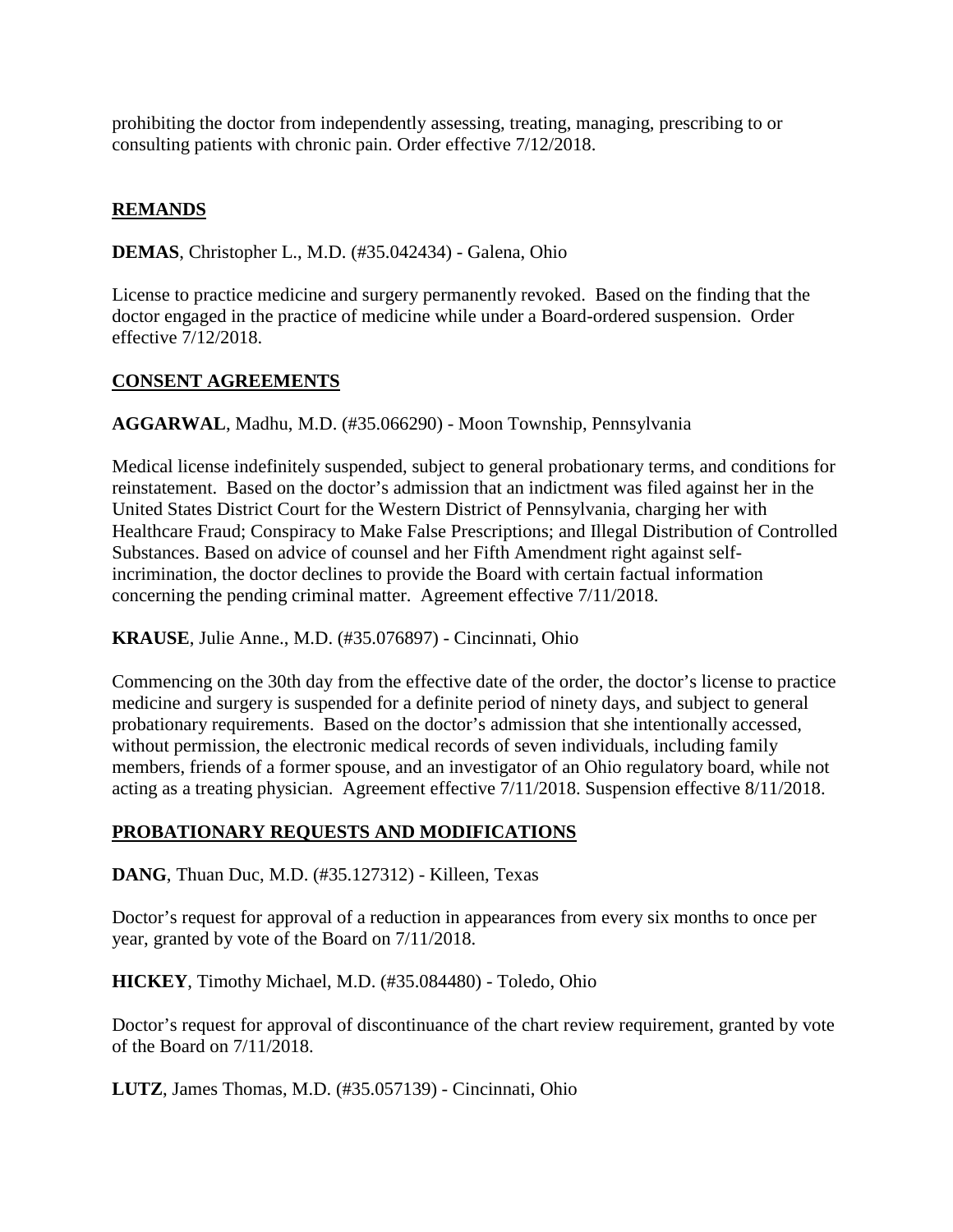prohibiting the doctor from independently assessing, treating, managing, prescribing to or consulting patients with chronic pain. Order effective 7/12/2018.

## REMANDS

**DEMAS**, Christopher L., M.D. (#35.042434) - Galena, Ohio

License to practice medicine and surgery permanently revoked. Based on the finding that the doctor engaged in the practice of medicine while under a Board-ordered suspension. Order effective 7/12/2018.

## CONSENT AGREEMENTS

**AGGARWAL**, Madhu, M.D. (#35.066290) - Moon Township, Pennsylvania

Medical license indefinitely suspended, subject to general probationary terms, and conditions for reinstatement. Based on the doctor's admission that an indictment was filed against her in the United States District Court for the Western District of Pennsylvania, charging her with Healthcare Fraud; Conspiracy to Make False Prescriptions; and Illegal Distribution of Controlled Substances. Based on advice of counsel and her Fifth Amendment right against self-incrimination, the doctor declines to provide the Board with certain factual information concerning the pending criminal matter. Agreement effective 7/11/2018.

**KRAUSE**, Julie Anne., M.D. (#35.076897) - Cincinnati, Ohio

Commencing on the 30th day from the effective date of the order, the doctor's license to practice medicine and surgery is suspended for a definite period of ninety days, and subject to general probationary requirements. Based on the doctor's admission that she intentionally accessed, without permission, the electronic medical records of seven individuals, including family members, friends of a former spouse, and an investigator of an Ohio regulatory board, while not acting as a treating physician. Agreement effective 7/11/2018. Suspension effective 8/11/2018.

## PROBATIONARY REQUESTS AND MODIFICATIONS

**DANG**, Thuan Duc, M.D. (#35.127312) - Killeen, Texas

Doctor's request for approval of a reduction in appearances from every six months to once per year, granted by vote of the Board on 7/11/2018.

**HICKEY**, Timothy Michael, M.D. (#35.084480) - Toledo, Ohio

Doctor's request for approval of discontinuance of the chart review requirement, granted by vote of the Board on 7/11/2018.

**LUTZ**, James Thomas, M.D. (#35.057139) - Cincinnati, Ohio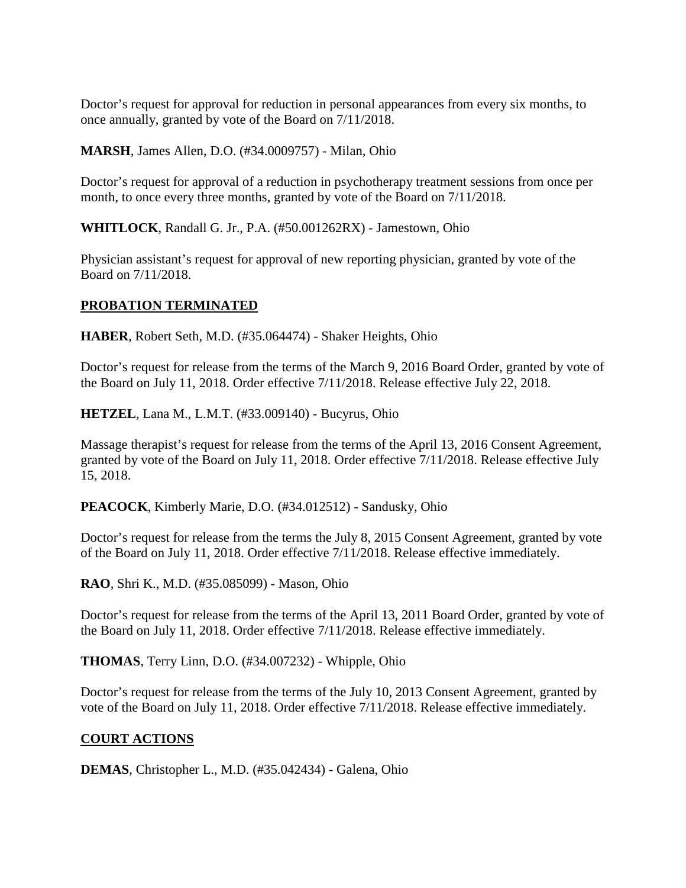Doctor's request for approval for reduction in personal appearances from every six months, to once annually, granted by vote of the Board on 7/11/2018.

**MARSH**, James Allen, D.O. (#34.0009757) - Milan, Ohio

Doctor's request for approval of a reduction in psychotherapy treatment sessions from once per month, to once every three months, granted by vote of the Board on 7/11/2018.

**WHITLOCK**, Randall G. Jr., P.A. (#50.001262RX) - Jamestown, Ohio

Physician assistant's request for approval of new reporting physician, granted by vote of the Board on 7/11/2018.

## PROBATION TERMINATED

**HABER**, Robert Seth, M.D. (#35.064474) - Shaker Heights, Ohio

Doctor's request for release from the terms of the March 9, 2016 Board Order, granted by vote of the Board on July 11, 2018. Order effective 7/11/2018. Release effective July 22, 2018.

**HETZEL**, Lana M., L.M.T. (#33.009140) - Bucyrus, Ohio

Massage therapist's request for release from the terms of the April 13, 2016 Consent Agreement, granted by vote of the Board on July 11, 2018. Order effective 7/11/2018. Release effective July 15, 2018.

**PEACOCK**, Kimberly Marie, D.O. (#34.012512) - Sandusky, Ohio

Doctor's request for release from the terms the July 8, 2015 Consent Agreement, granted by vote of the Board on July 11, 2018. Order effective 7/11/2018. Release effective immediately.

**RAO**, Shri K., M.D. (#35.085099) - Mason, Ohio

Doctor's request for release from the terms of the April 13, 2011 Board Order, granted by vote of the Board on July 11, 2018. Order effective 7/11/2018. Release effective immediately.

**THOMAS**, Terry Linn, D.O. (#34.007232) - Whipple, Ohio

Doctor's request for release from the terms of the July 10, 2013 Consent Agreement, granted by vote of the Board on July 11, 2018. Order effective 7/11/2018. Release effective immediately.

## COURT ACTIONS

**DEMAS**, Christopher L., M.D. (#35.042434) - Galena, Ohio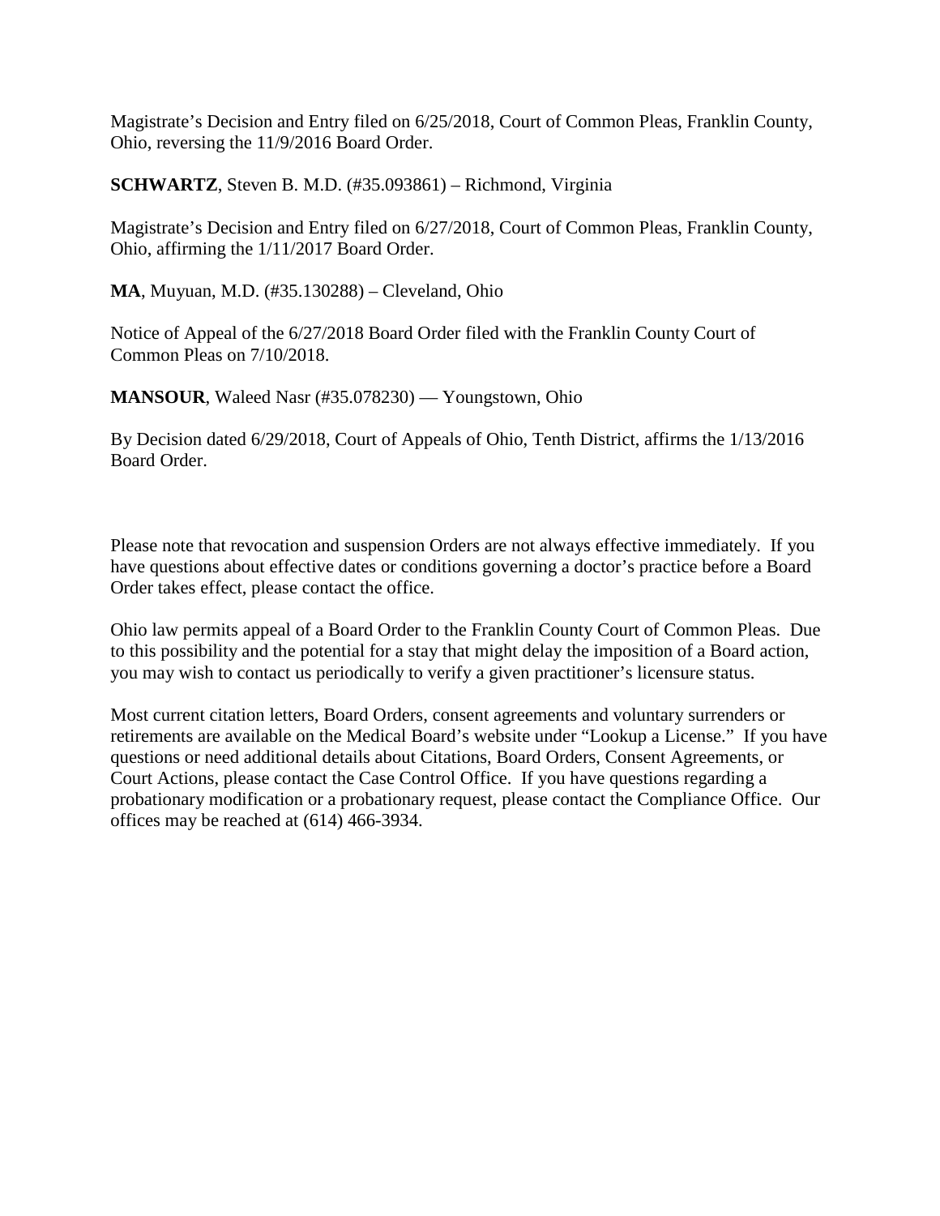Magistrate's Decision and Entry filed on 6/25/2018, Court of Common Pleas, Franklin County, Ohio, reversing the 11/9/2016 Board Order.

**SCHWARTZ**, Steven B. M.D. (#35.093861) – Richmond, Virginia

Magistrate's Decision and Entry filed on 6/27/2018, Court of Common Pleas, Franklin County, Ohio, affirming the 1/11/2017 Board Order.

**MA**, Muyuan, M.D. (#35.130288) – Cleveland, Ohio

Notice of Appeal of the 6/27/2018 Board Order filed with the Franklin County Court of Common Pleas on 7/10/2018.

**MANSOUR**, Waleed Nasr (#35.078230) — Youngstown, Ohio

By Decision dated 6/29/2018, Court of Appeals of Ohio, Tenth District, affirms the 1/13/2016 Board Order.

Please note that revocation and suspension Orders are not always effective immediately. If you have questions about effective dates or conditions governing a doctor's practice before a Board Order takes effect, please contact the office.

Ohio law permits appeal of a Board Order to the Franklin County Court of Common Pleas. Due to this possibility and the potential for a stay that might delay the imposition of a Board action, you may wish to contact us periodically to verify a given practitioner's licensure status.

Most current citation letters, Board Orders, consent agreements and voluntary surrenders or retirements are available on the Medical Board's website under "Lookup a License." If you have questions or need additional details about Citations, Board Orders, Consent Agreements, or Court Actions, please contact the Case Control Office. If you have questions regarding a probationary modification or a probationary request, please contact the Compliance Office. Our offices may be reached at (614) 466-3934.